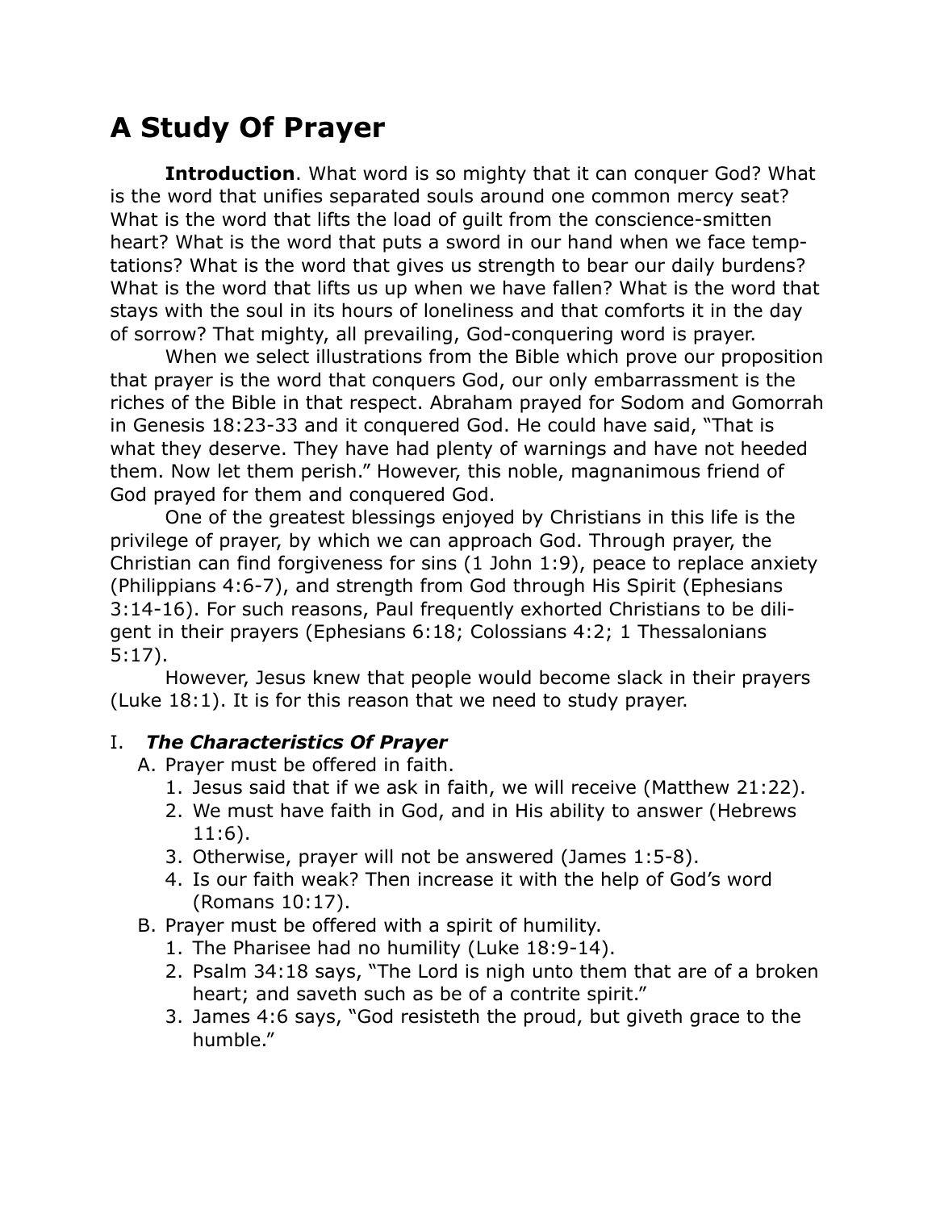# A Study Of Prayer

**Introduction**. What word is so mighty that it can conquer God? What is the word that unifies separated souls around one common mercy seat? What is the word that lifts the load of guilt from the conscience-smitten heart? What is the word that puts a sword in our hand when we face temptations? What is the word that gives us strength to bear our daily burdens? What is the word that lifts us up when we have fallen? What is the word that stays with the soul in its hours of loneliness and that comforts it in the day of sorrow? That mighty, all prevailing, God-conquering word is prayer.

When we select illustrations from the Bible which prove our proposition that prayer is the word that conquers God, our only embarrassment is the riches of the Bible in that respect. Abraham prayed for Sodom and Gomorrah in Genesis 18:23-33 and it conquered God. He could have said, "That is what they deserve. They have had plenty of warnings and have not heeded them. Now let them perish." However, this noble, magnanimous friend of God prayed for them and conquered God.

One of the greatest blessings enjoyed by Christians in this life is the privilege of prayer, by which we can approach God. Through prayer, the Christian can find forgiveness for sins (1 John 1:9), peace to replace anxiety (Philippians 4:6-7), and strength from God through His Spirit (Ephesians 3:14-16). For such reasons, Paul frequently exhorted Christians to be diligent in their prayers (Ephesians 6:18; Colossians 4:2; 1 Thessalonians 5:17).

However, Jesus knew that people would become slack in their prayers (Luke 18:1). It is for this reason that we need to study prayer.

## I. *The Characteristics Of Prayer*

- A. Prayer must be offered in faith.
  1. Jesus said that if we ask in faith, we will receive (Matthew 21:22).
  2. We must have faith in God, and in His ability to answer (Hebrews 11:6).
  3. Otherwise, prayer will not be answered (James 1:5-8).
  4. Is our faith weak? Then increase it with the help of God's word (Romans 10:17).
- B. Prayer must be offered with a spirit of humility.
  1. The Pharisee had no humility (Luke 18:9-14).
  2. Psalm 34:18 says, "The Lord is nigh unto them that are of a broken heart; and saveth such as be of a contrite spirit."
  3. James 4:6 says, "God resisteth the proud, but giveth grace to the humble."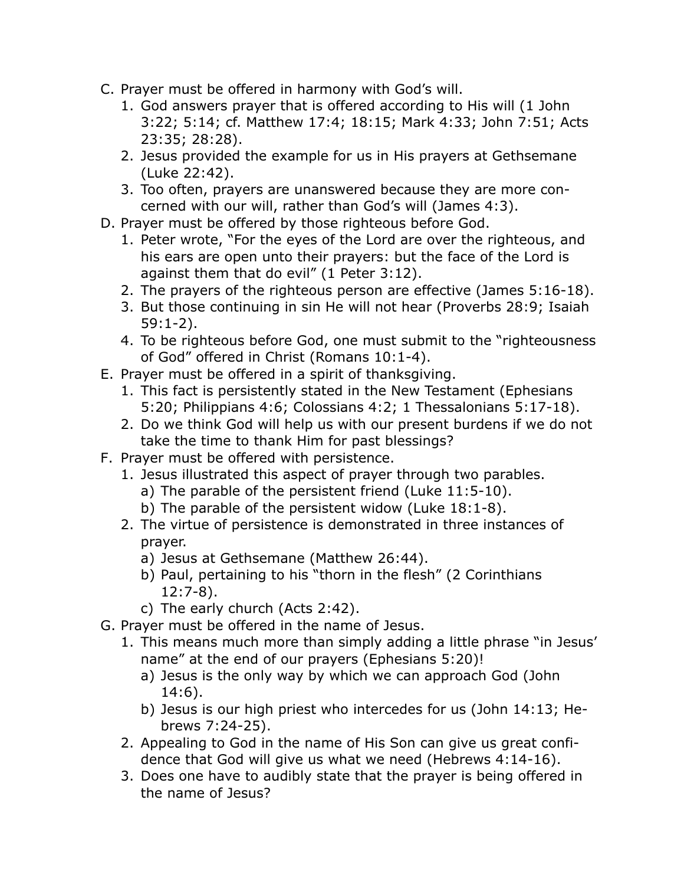C. Prayer must be offered in harmony with God's will.
   1. God answers prayer that is offered according to His will (1 John 3:22; 5:14; cf. Matthew 17:4; 18:15; Mark 4:33; John 7:51; Acts 23:35; 28:28).
   2. Jesus provided the example for us in His prayers at Gethsemane (Luke 22:42).
   3. Too often, prayers are unanswered because they are more concerned with our will, rather than God's will (James 4:3).
D. Prayer must be offered by those righteous before God.
   1. Peter wrote, "For the eyes of the Lord are over the righteous, and his ears are open unto their prayers: but the face of the Lord is against them that do evil" (1 Peter 3:12).
   2. The prayers of the righteous person are effective (James 5:16-18).
   3. But those continuing in sin He will not hear (Proverbs 28:9; Isaiah 59:1-2).
   4. To be righteous before God, one must submit to the "righteousness of God" offered in Christ (Romans 10:1-4).
E. Prayer must be offered in a spirit of thanksgiving.
   1. This fact is persistently stated in the New Testament (Ephesians 5:20; Philippians 4:6; Colossians 4:2; 1 Thessalonians 5:17-18).
   2. Do we think God will help us with our present burdens if we do not take the time to thank Him for past blessings?
F. Prayer must be offered with persistence.
   1. Jesus illustrated this aspect of prayer through two parables.
      a) The parable of the persistent friend (Luke 11:5-10).
      b) The parable of the persistent widow (Luke 18:1-8).
   2. The virtue of persistence is demonstrated in three instances of prayer.
      a) Jesus at Gethsemane (Matthew 26:44).
      b) Paul, pertaining to his "thorn in the flesh" (2 Corinthians 12:7-8).
      c) The early church (Acts 2:42).
G. Prayer must be offered in the name of Jesus.
   1. This means much more than simply adding a little phrase "in Jesus' name" at the end of our prayers (Ephesians 5:20)!
      a) Jesus is the only way by which we can approach God (John 14:6).
      b) Jesus is our high priest who intercedes for us (John 14:13; Hebrews 7:24-25).
   2. Appealing to God in the name of His Son can give us great confidence that God will give us what we need (Hebrews 4:14-16).
   3. Does one have to audibly state that the prayer is being offered in the name of Jesus?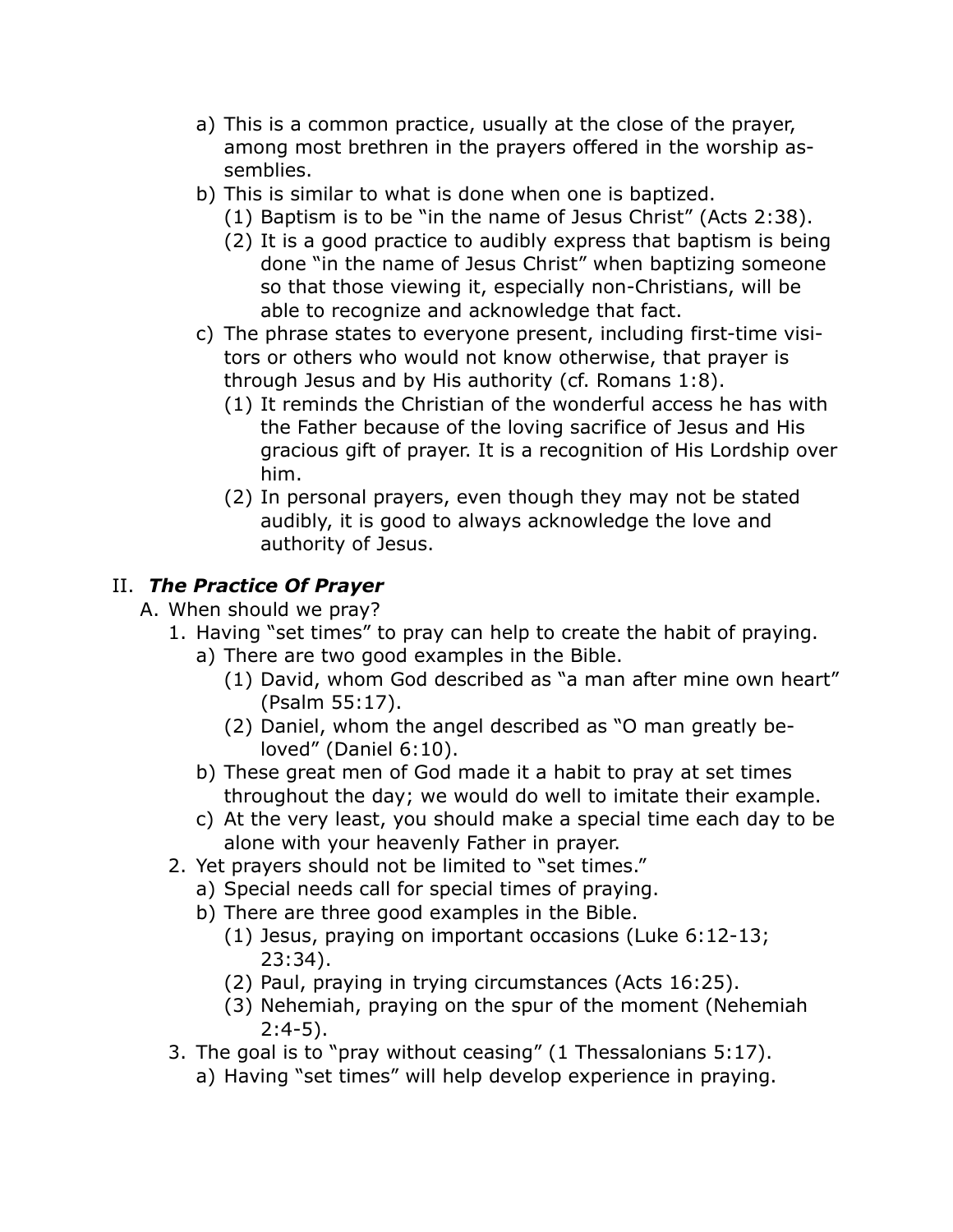a) This is a common practice, usually at the close of the prayer, among most brethren in the prayers offered in the worship assemblies.
b) This is similar to what is done when one is baptized.
    (1) Baptism is to be "in the name of Jesus Christ" (Acts 2:38).
    (2) It is a good practice to audibly express that baptism is being done "in the name of Jesus Christ" when baptizing someone so that those viewing it, especially non-Christians, will be able to recognize and acknowledge that fact.
c) The phrase states to everyone present, including first-time visitors or others who would not know otherwise, that prayer is through Jesus and by His authority (cf. Romans 1:8).
    (1) It reminds the Christian of the wonderful access he has with the Father because of the loving sacrifice of Jesus and His gracious gift of prayer. It is a recognition of His Lordship over him.
    (2) In personal prayers, even though they may not be stated audibly, it is good to always acknowledge the love and authority of Jesus.

## II. ***The Practice Of Prayer***

A. When should we pray?
1. Having "set times" to pray can help to create the habit of praying.
    a) There are two good examples in the Bible.
        (1) David, whom God described as "a man after mine own heart" (Psalm 55:17).
        (2) Daniel, whom the angel described as "O man greatly beloved" (Daniel 6:10).
    b) These great men of God made it a habit to pray at set times throughout the day; we would do well to imitate their example.
    c) At the very least, you should make a special time each day to be alone with your heavenly Father in prayer.
2. Yet prayers should not be limited to "set times."
    a) Special needs call for special times of praying.
    b) There are three good examples in the Bible.
        (1) Jesus, praying on important occasions (Luke 6:12-13; 23:34).
        (2) Paul, praying in trying circumstances (Acts 16:25).
        (3) Nehemiah, praying on the spur of the moment (Nehemiah 2:4-5).
3. The goal is to "pray without ceasing" (1 Thessalonians 5:17).
    a) Having "set times" will help develop experience in praying.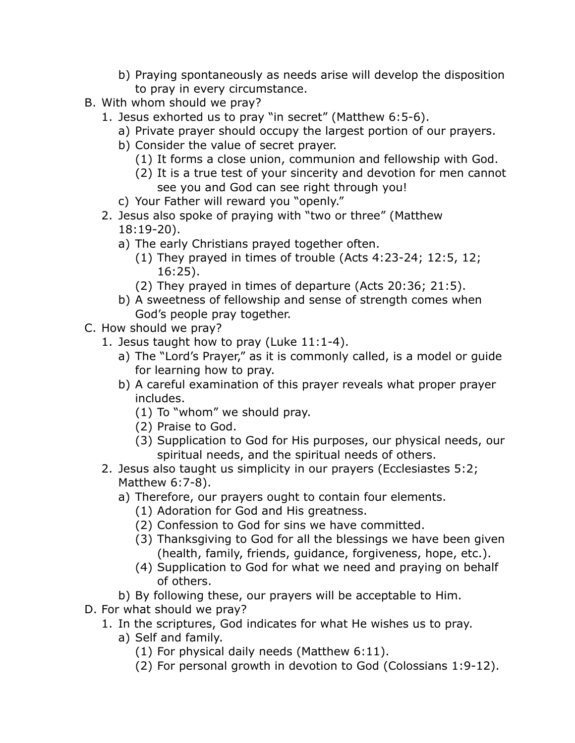b) Praying spontaneously as needs arise will develop the disposition to pray in every circumstance.

B. With whom should we pray?
   1. Jesus exhorted us to pray "in secret" (Matthew 6:5-6).
      a) Private prayer should occupy the largest portion of our prayers.
      b) Consider the value of secret prayer.
         (1) It forms a close union, communion and fellowship with God.
         (2) It is a true test of your sincerity and devotion for men cannot see you and God can see right through you!
      c) Your Father will reward you "openly."
   2. Jesus also spoke of praying with "two or three" (Matthew 18:19-20).
      a) The early Christians prayed together often.
         (1) They prayed in times of trouble (Acts 4:23-24; 12:5, 12; 16:25).
         (2) They prayed in times of departure (Acts 20:36; 21:5).
      b) A sweetness of fellowship and sense of strength comes when God's people pray together.

C. How should we pray?
   1. Jesus taught how to pray (Luke 11:1-4).
      a) The "Lord's Prayer," as it is commonly called, is a model or guide for learning how to pray.
      b) A careful examination of this prayer reveals what proper prayer includes.
         (1) To "whom" we should pray.
         (2) Praise to God.
         (3) Supplication to God for His purposes, our physical needs, our spiritual needs, and the spiritual needs of others.
   2. Jesus also taught us simplicity in our prayers (Ecclesiastes 5:2; Matthew 6:7-8).
      a) Therefore, our prayers ought to contain four elements.
         (1) Adoration for God and His greatness.
         (2) Confession to God for sins we have committed.
         (3) Thanksgiving to God for all the blessings we have been given (health, family, friends, guidance, forgiveness, hope, etc.).
         (4) Supplication to God for what we need and praying on behalf of others.
      b) By following these, our prayers will be acceptable to Him.

D. For what should we pray?
   1. In the scriptures, God indicates for what He wishes us to pray.
      a) Self and family.
         (1) For physical daily needs (Matthew 6:11).
         (2) For personal growth in devotion to God (Colossians 1:9-12).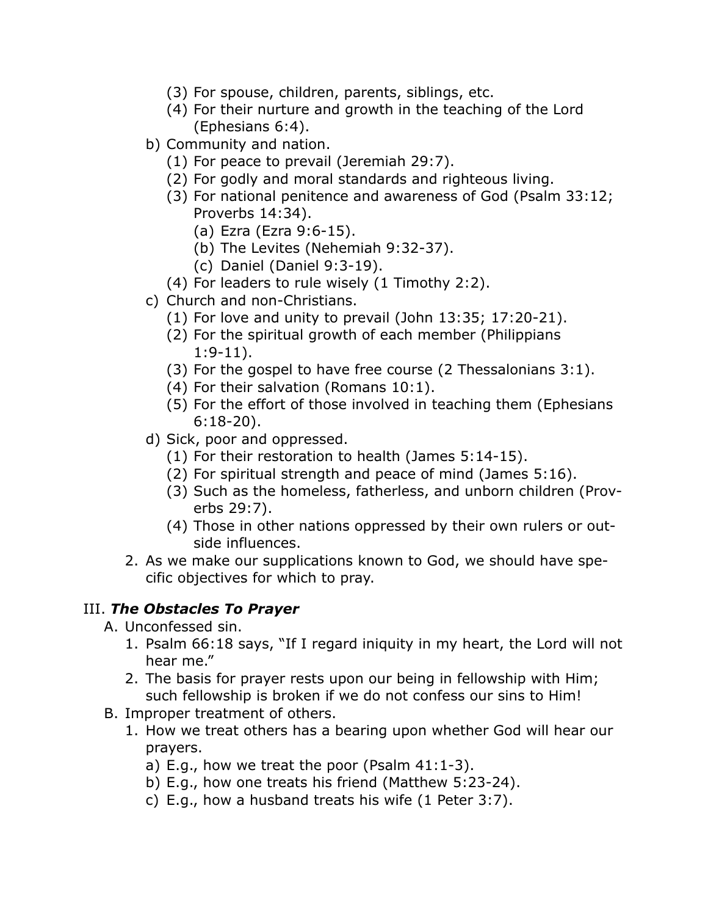(3) For spouse, children, parents, siblings, etc.
        (4) For their nurture and growth in the teaching of the Lord (Ephesians 6:4).
    b) Community and nation.
        (1) For peace to prevail (Jeremiah 29:7).
        (2) For godly and moral standards and righteous living.
        (3) For national penitence and awareness of God (Psalm 33:12; Proverbs 14:34).
            (a) Ezra (Ezra 9:6-15).
            (b) The Levites (Nehemiah 9:32-37).
            (c) Daniel (Daniel 9:3-19).
        (4) For leaders to rule wisely (1 Timothy 2:2).
    c) Church and non-Christians.
        (1) For love and unity to prevail (John 13:35; 17:20-21).
        (2) For the spiritual growth of each member (Philippians 1:9-11).
        (3) For the gospel to have free course (2 Thessalonians 3:1).
        (4) For their salvation (Romans 10:1).
        (5) For the effort of those involved in teaching them (Ephesians 6:18-20).
    d) Sick, poor and oppressed.
        (1) For their restoration to health (James 5:14-15).
        (2) For spiritual strength and peace of mind (James 5:16).
        (3) Such as the homeless, fatherless, and unborn children (Proverbs 29:7).
        (4) Those in other nations oppressed by their own rulers or outside influences.
2. As we make our supplications known to God, we should have specific objectives for which to pray.

## III. ***The Obstacles To Prayer***

A. Unconfessed sin.
  1. Psalm 66:18 says, "If I regard iniquity in my heart, the Lord will not hear me."
  2. The basis for prayer rests upon our being in fellowship with Him; such fellowship is broken if we do not confess our sins to Him!

B. Improper treatment of others.
  1. How we treat others has a bearing upon whether God will hear our prayers.
      a) E.g., how we treat the poor (Psalm 41:1-3).
      b) E.g., how one treats his friend (Matthew 5:23-24).
      c) E.g., how a husband treats his wife (1 Peter 3:7).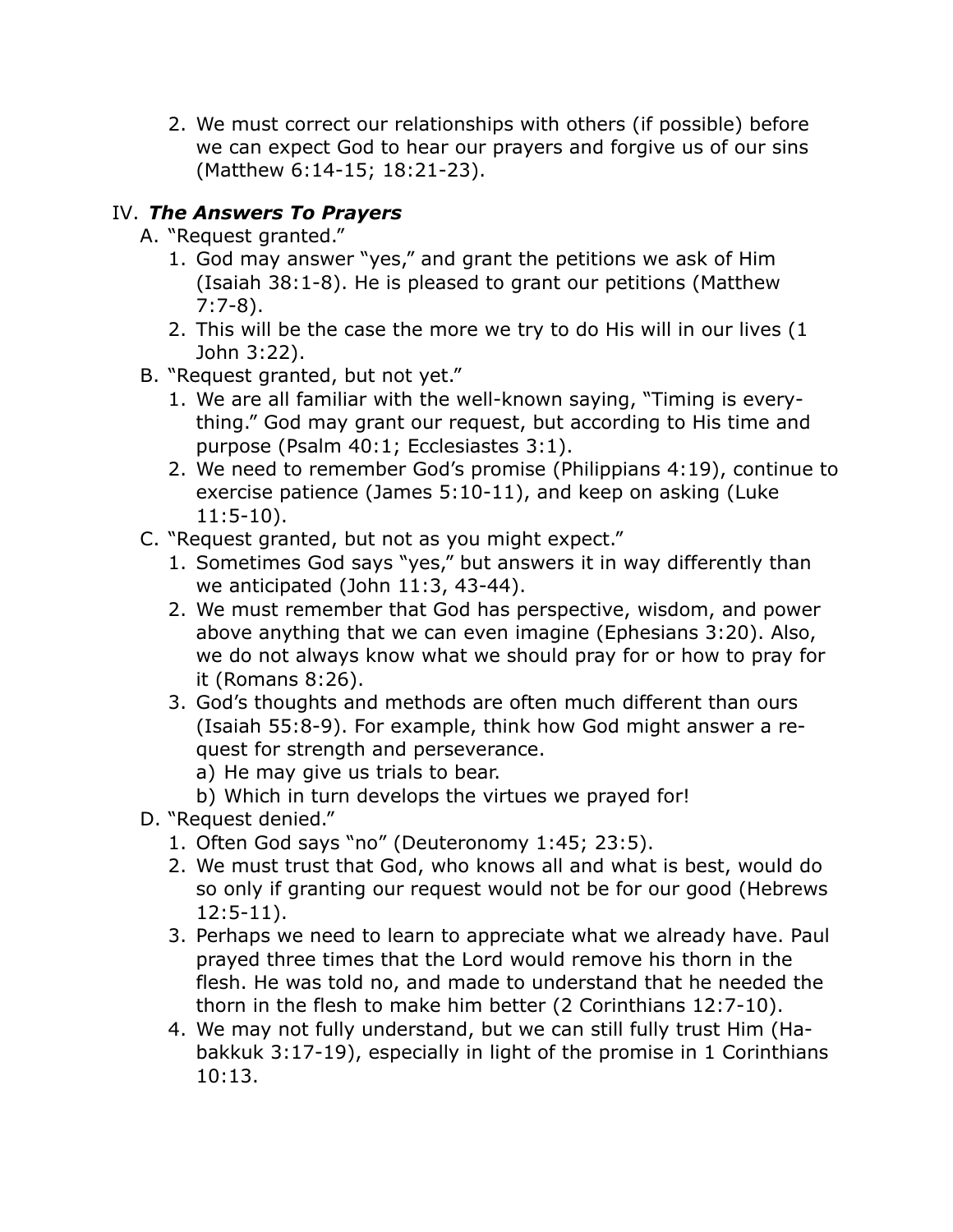2. We must correct our relationships with others (if possible) before we can expect God to hear our prayers and forgive us of our sins (Matthew 6:14-15; 18:21-23).

IV. ***The Answers To Prayers***

A. "Request granted."
   1. God may answer "yes," and grant the petitions we ask of Him (Isaiah 38:1-8). He is pleased to grant our petitions (Matthew 7:7-8).
   2. This will be the case the more we try to do His will in our lives (1 John 3:22).

B. "Request granted, but not yet."
   1. We are all familiar with the well-known saying, "Timing is everything." God may grant our request, but according to His time and purpose (Psalm 40:1; Ecclesiastes 3:1).
   2. We need to remember God's promise (Philippians 4:19), continue to exercise patience (James 5:10-11), and keep on asking (Luke 11:5-10).

C. "Request granted, but not as you might expect."
   1. Sometimes God says "yes," but answers it in way differently than we anticipated (John 11:3, 43-44).
   2. We must remember that God has perspective, wisdom, and power above anything that we can even imagine (Ephesians 3:20). Also, we do not always know what we should pray for or how to pray for it (Romans 8:26).
   3. God's thoughts and methods are often much different than ours (Isaiah 55:8-9). For example, think how God might answer a request for strength and perseverance.
      a) He may give us trials to bear.
      b) Which in turn develops the virtues we prayed for!

D. "Request denied."
   1. Often God says "no" (Deuteronomy 1:45; 23:5).
   2. We must trust that God, who knows all and what is best, would do so only if granting our request would not be for our good (Hebrews 12:5-11).
   3. Perhaps we need to learn to appreciate what we already have. Paul prayed three times that the Lord would remove his thorn in the flesh. He was told no, and made to understand that he needed the thorn in the flesh to make him better (2 Corinthians 12:7-10).
   4. We may not fully understand, but we can still fully trust Him (Habakkuk 3:17-19), especially in light of the promise in 1 Corinthians 10:13.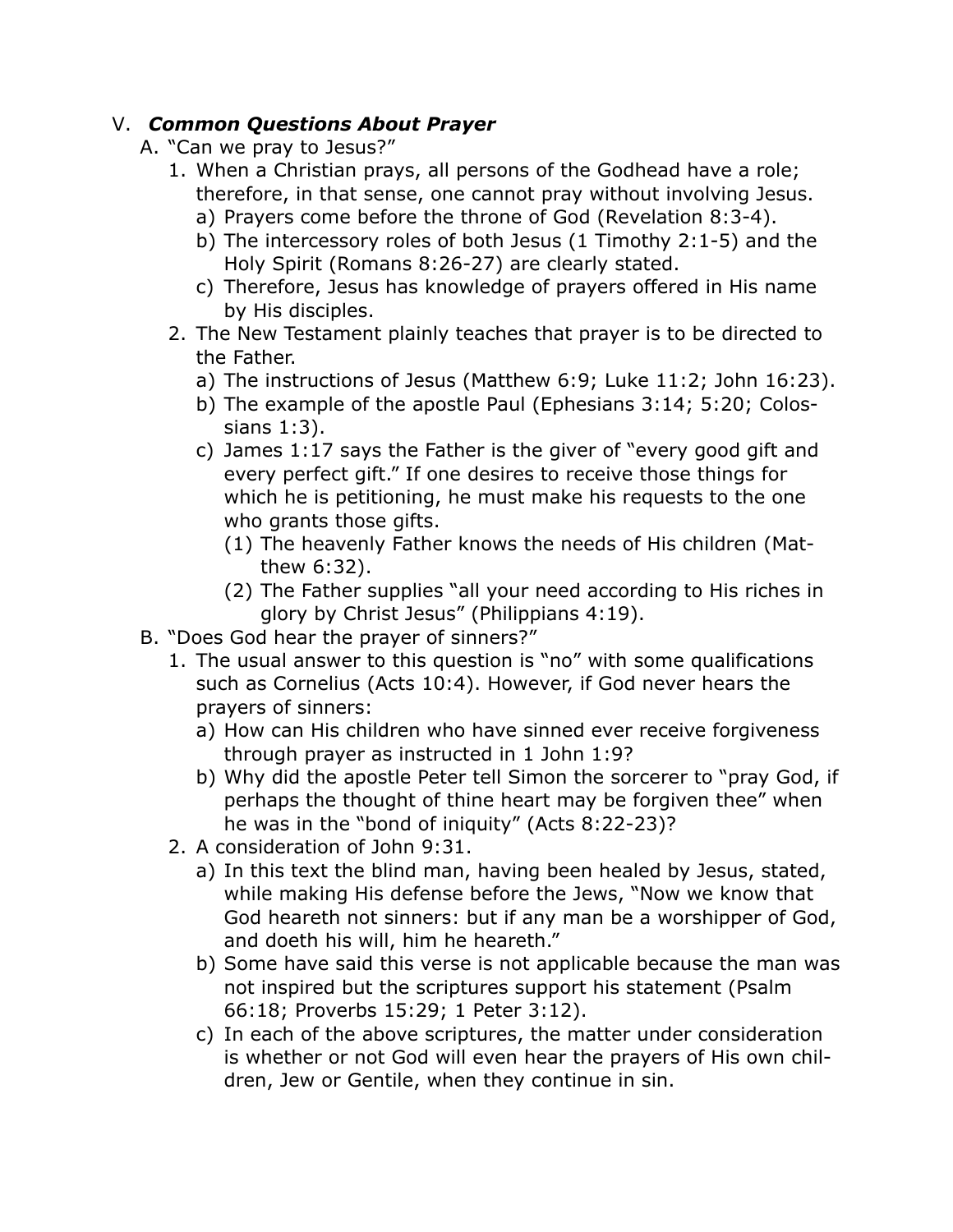V. ***Common Questions About Prayer***

A. "Can we pray to Jesus?"

1. When a Christian prays, all persons of the Godhead have a role; therefore, in that sense, one cannot pray without involving Jesus.
   a) Prayers come before the throne of God (Revelation 8:3-4).
   b) The intercessory roles of both Jesus (1 Timothy 2:1-5) and the Holy Spirit (Romans 8:26-27) are clearly stated.
   c) Therefore, Jesus has knowledge of prayers offered in His name by His disciples.
2. The New Testament plainly teaches that prayer is to be directed to the Father.
   a) The instructions of Jesus (Matthew 6:9; Luke 11:2; John 16:23).
   b) The example of the apostle Paul (Ephesians 3:14; 5:20; Colossians 1:3).
   c) James 1:17 says the Father is the giver of "every good gift and every perfect gift." If one desires to receive those things for which he is petitioning, he must make his requests to the one who grants those gifts.
      (1) The heavenly Father knows the needs of His children (Matthew 6:32).
      (2) The Father supplies "all your need according to His riches in glory by Christ Jesus" (Philippians 4:19).

B. "Does God hear the prayer of sinners?"

1. The usual answer to this question is "no" with some qualifications such as Cornelius (Acts 10:4). However, if God never hears the prayers of sinners:
   a) How can His children who have sinned ever receive forgiveness through prayer as instructed in 1 John 1:9?
   b) Why did the apostle Peter tell Simon the sorcerer to "pray God, if perhaps the thought of thine heart may be forgiven thee" when he was in the "bond of iniquity" (Acts 8:22-23)?
2. A consideration of John 9:31.
   a) In this text the blind man, having been healed by Jesus, stated, while making His defense before the Jews, "Now we know that God heareth not sinners: but if any man be a worshipper of God, and doeth his will, him he heareth."
   b) Some have said this verse is not applicable because the man was not inspired but the scriptures support his statement (Psalm 66:18; Proverbs 15:29; 1 Peter 3:12).
   c) In each of the above scriptures, the matter under consideration is whether or not God will even hear the prayers of His own children, Jew or Gentile, when they continue in sin.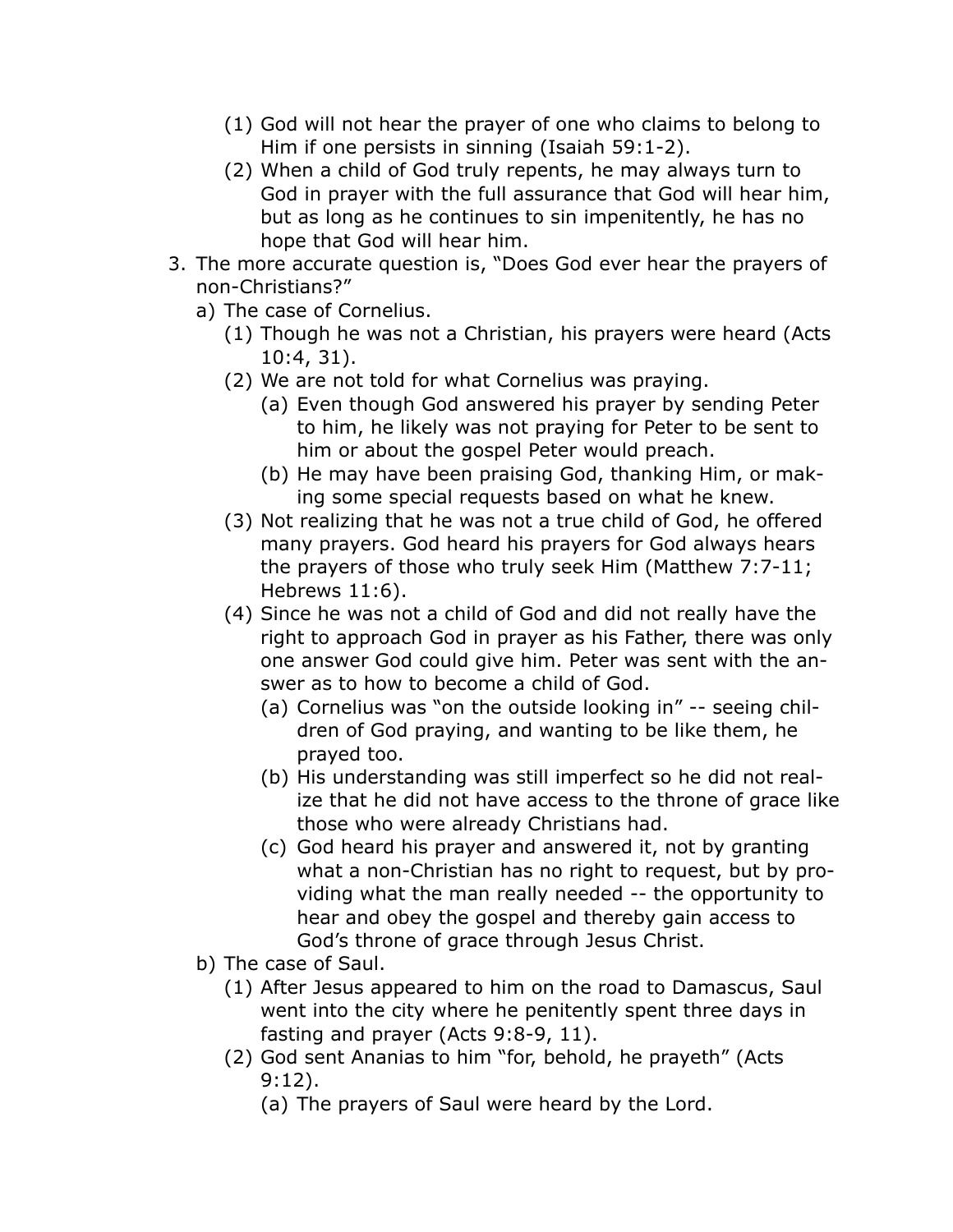(1) God will not hear the prayer of one who claims to belong to Him if one persists in sinning (Isaiah 59:1-2).
    (2) When a child of God truly repents, he may always turn to God in prayer with the full assurance that God will hear him, but as long as he continues to sin impenitently, he has no hope that God will hear him.

3. The more accurate question is, "Does God ever hear the prayers of non-Christians?"
   a) The case of Cornelius.
      (1) Though he was not a Christian, his prayers were heard (Acts 10:4, 31).
      (2) We are not told for what Cornelius was praying.
         (a) Even though God answered his prayer by sending Peter to him, he likely was not praying for Peter to be sent to him or about the gospel Peter would preach.
         (b) He may have been praising God, thanking Him, or making some special requests based on what he knew.
      (3) Not realizing that he was not a true child of God, he offered many prayers. God heard his prayers for God always hears the prayers of those who truly seek Him (Matthew 7:7-11; Hebrews 11:6).
      (4) Since he was not a child of God and did not really have the right to approach God in prayer as his Father, there was only one answer God could give him. Peter was sent with the answer as to how to become a child of God.
         (a) Cornelius was "on the outside looking in" -- seeing children of God praying, and wanting to be like them, he prayed too.
         (b) His understanding was still imperfect so he did not realize that he did not have access to the throne of grace like those who were already Christians had.
         (c) God heard his prayer and answered it, not by granting what a non-Christian has no right to request, but by providing what the man really needed -- the opportunity to hear and obey the gospel and thereby gain access to God's throne of grace through Jesus Christ.
   b) The case of Saul.
      (1) After Jesus appeared to him on the road to Damascus, Saul went into the city where he penitently spent three days in fasting and prayer (Acts 9:8-9, 11).
      (2) God sent Ananias to him "for, behold, he prayeth" (Acts 9:12).
         (a) The prayers of Saul were heard by the Lord.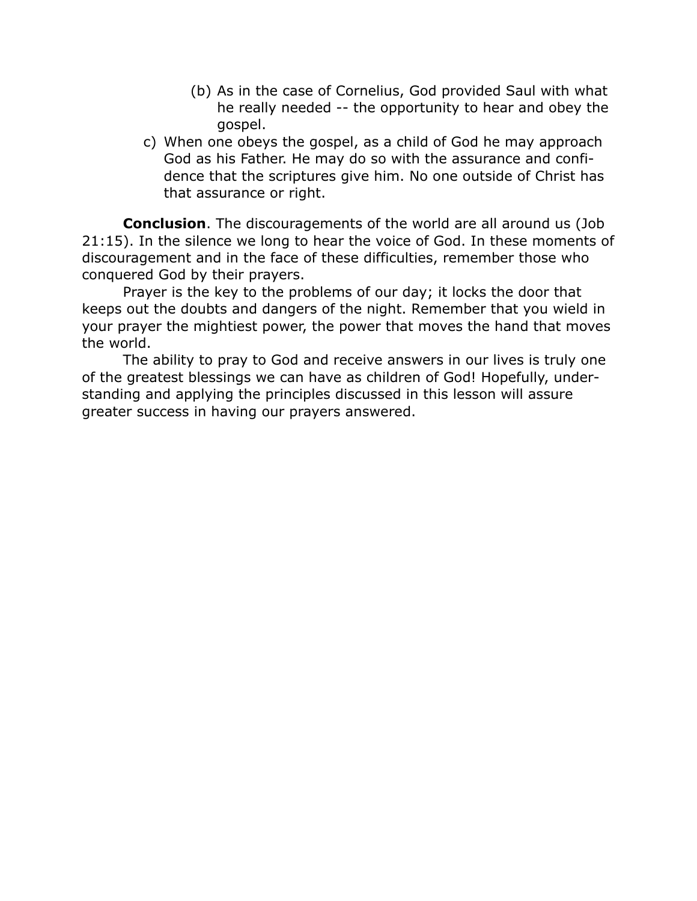(b) As in the case of Cornelius, God provided Saul with what he really needed -- the opportunity to hear and obey the gospel.

c) When one obeys the gospel, as a child of God he may approach God as his Father. He may do so with the assurance and confidence that the scriptures give him. No one outside of Christ has that assurance or right.

**Conclusion**. The discouragements of the world are all around us (Job 21:15). In the silence we long to hear the voice of God. In these moments of discouragement and in the face of these difficulties, remember those who conquered God by their prayers.

Prayer is the key to the problems of our day; it locks the door that keeps out the doubts and dangers of the night. Remember that you wield in your prayer the mightiest power, the power that moves the hand that moves the world.

The ability to pray to God and receive answers in our lives is truly one of the greatest blessings we can have as children of God! Hopefully, understanding and applying the principles discussed in this lesson will assure greater success in having our prayers answered.